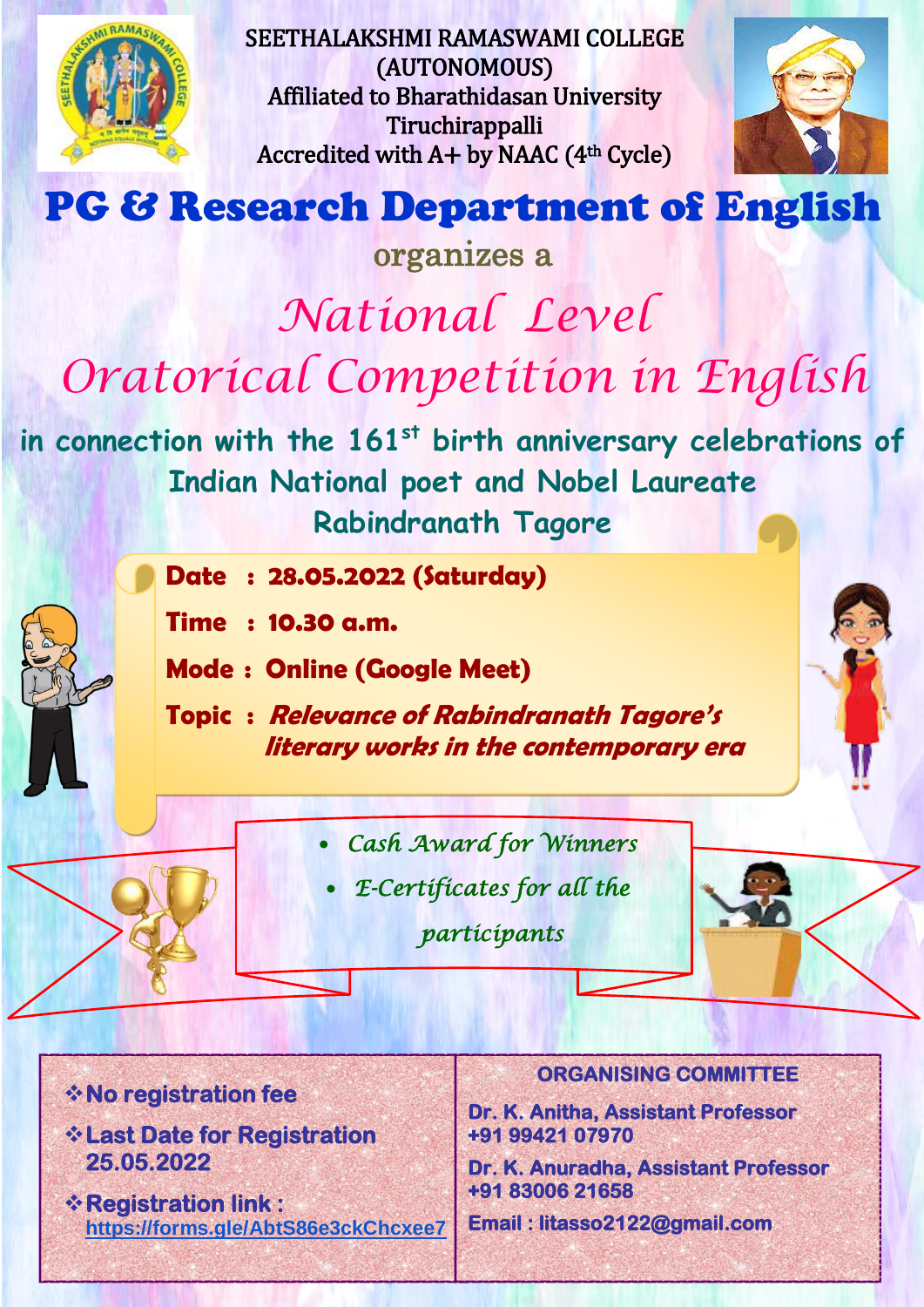SEETHALAKSHMI RAMASWAMI COLLEGE
(AUTONOMOUS)
Affiliated to Bharathidasan University
Tiruchirappalli
Accredited with A+ by NAAC (4th Cycle)

# PG & Research Department of English

organizes a

## *National Level Oratorical Competition in English*

**in connection with the 161st birth anniversary celebrations of Indian National poet and Nobel Laureate Rabindranath Tagore**

**Date : 28.05.2022 (Saturday)**

**Time : 10.30 a.m.**

**Mode : Online (Google Meet)**

**Topic : *Relevance of Rabindranath Tagore's literary works in the contemporary era***

- *Cash Award for Winners*
- *E-Certificates for all the participants*

- **No registration fee**
- **Last Date for Registration 25.05.2022**
- **Registration link :** https://forms.gle/AbtS86e3ckChcxee7

**ORGANISING COMMITTEE**

**Dr. K. Anitha, Assistant Professor**
**+91 99421 07970**

**Dr. K. Anuradha, Assistant Professor**
**+91 83006 21658**

**Email : litasso2122@gmail.com**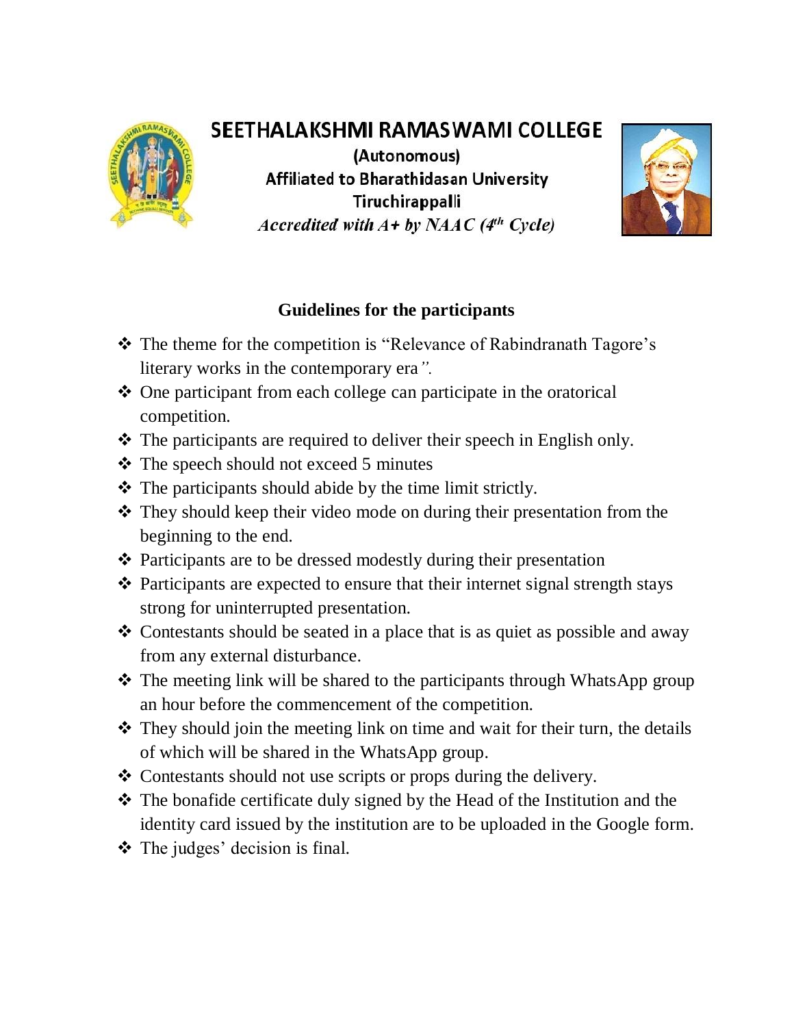# SEETHALAKSHMI RAMASWAMI COLLEGE

**(Autonomous)**
**Affiliated to Bharathidasan University**
**Tiruchirappalli**
***Accredited with A+ by NAAC (4th Cycle)***

## Guidelines for the participants

- The theme for the competition is "Relevance of Rabindranath Tagore's literary works in the contemporary era*".*
- One participant from each college can participate in the oratorical competition.
- The participants are required to deliver their speech in English only.
- The speech should not exceed 5 minutes
- The participants should abide by the time limit strictly.
- They should keep their video mode on during their presentation from the beginning to the end.
- Participants are to be dressed modestly during their presentation
- Participants are expected to ensure that their internet signal strength stays strong for uninterrupted presentation.
- Contestants should be seated in a place that is as quiet as possible and away from any external disturbance.
- The meeting link will be shared to the participants through WhatsApp group an hour before the commencement of the competition.
- They should join the meeting link on time and wait for their turn, the details of which will be shared in the WhatsApp group.
- Contestants should not use scripts or props during the delivery.
- The bonafide certificate duly signed by the Head of the Institution and the identity card issued by the institution are to be uploaded in the Google form.
- The judges' decision is final.